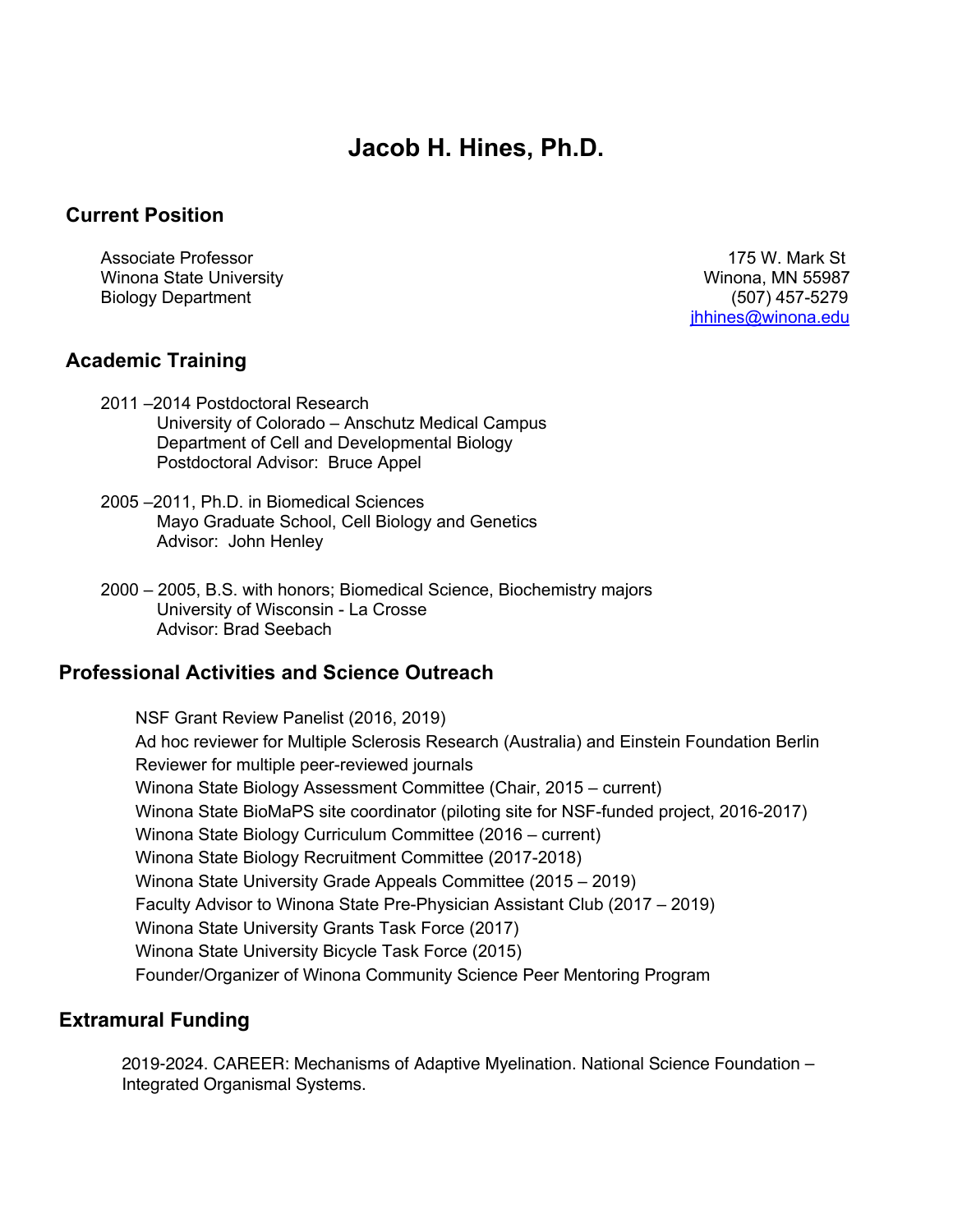# Jacob H. Hines, Ph.D.

## Current Position

Associate Professor
Winona State University
Biology Department

175 W. Mark St
Winona, MN 55987
(507) 457-5279
jhhines@winona.edu

## Academic Training

2011 –2014 Postdoctoral Research
University of Colorado – Anschutz Medical Campus
Department of Cell and Developmental Biology
Postdoctoral Advisor: Bruce Appel

2005 –2011, Ph.D. in Biomedical Sciences
Mayo Graduate School, Cell Biology and Genetics
Advisor: John Henley

2000 – 2005, B.S. with honors; Biomedical Science, Biochemistry majors
University of Wisconsin - La Crosse
Advisor: Brad Seebach

## Professional Activities and Science Outreach

NSF Grant Review Panelist (2016, 2019)
Ad hoc reviewer for Multiple Sclerosis Research (Australia) and Einstein Foundation Berlin
Reviewer for multiple peer-reviewed journals
Winona State Biology Assessment Committee (Chair, 2015 – current)
Winona State BioMaPS site coordinator (piloting site for NSF-funded project, 2016-2017)
Winona State Biology Curriculum Committee (2016 – current)
Winona State Biology Recruitment Committee (2017-2018)
Winona State University Grade Appeals Committee (2015 – 2019)
Faculty Advisor to Winona State Pre-Physician Assistant Club (2017 – 2019)
Winona State University Grants Task Force (2017)
Winona State University Bicycle Task Force (2015)
Founder/Organizer of Winona Community Science Peer Mentoring Program

## Extramural Funding

2019-2024. CAREER: Mechanisms of Adaptive Myelination. National Science Foundation – Integrated Organismal Systems.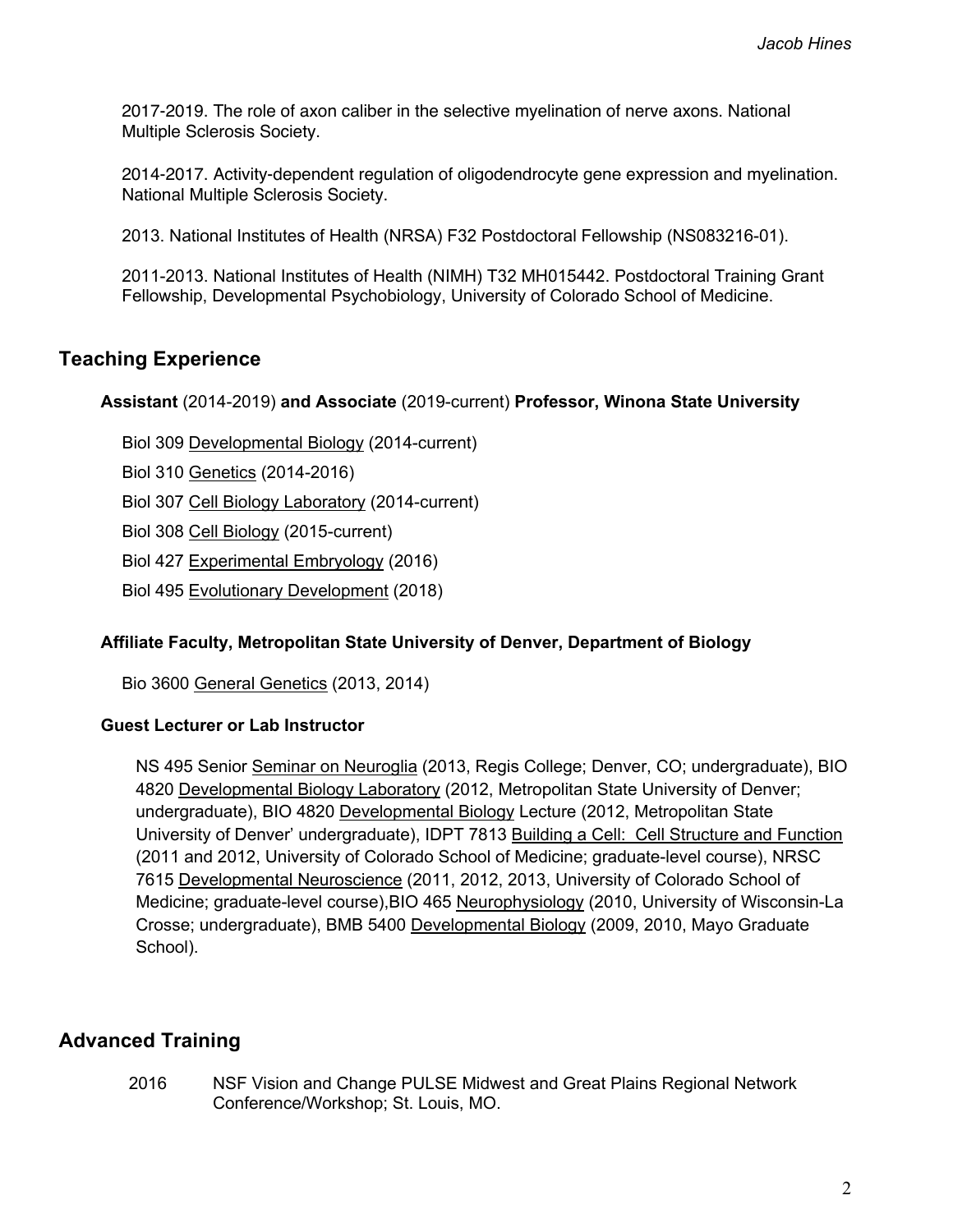2017-2019. The role of axon caliber in the selective myelination of nerve axons. National Multiple Sclerosis Society.

2014-2017. Activity-dependent regulation of oligodendrocyte gene expression and myelination. National Multiple Sclerosis Society.

2013. National Institutes of Health (NRSA) F32 Postdoctoral Fellowship (NS083216-01).

2011-2013. National Institutes of Health (NIMH) T32 MH015442. Postdoctoral Training Grant Fellowship, Developmental Psychobiology, University of Colorado School of Medicine.

## Teaching Experience

**Assistant** (2014-2019) **and Associate** (2019-current) **Professor, Winona State University**

Biol 309 Developmental Biology (2014-current)

Biol 310 Genetics (2014-2016)

Biol 307 Cell Biology Laboratory (2014-current)

Biol 308 Cell Biology (2015-current)

Biol 427 Experimental Embryology (2016)

Biol 495 Evolutionary Development (2018)

**Affiliate Faculty, Metropolitan State University of Denver, Department of Biology**

Bio 3600 General Genetics (2013, 2014)

**Guest Lecturer or Lab Instructor**

NS 495 Senior Seminar on Neuroglia (2013, Regis College; Denver, CO; undergraduate), BIO 4820 Developmental Biology Laboratory (2012, Metropolitan State University of Denver; undergraduate), BIO 4820 Developmental Biology Lecture (2012, Metropolitan State University of Denver' undergraduate), IDPT 7813 Building a Cell: Cell Structure and Function (2011 and 2012, University of Colorado School of Medicine; graduate-level course), NRSC 7615 Developmental Neuroscience (2011, 2012, 2013, University of Colorado School of Medicine; graduate-level course),BIO 465 Neurophysiology (2010, University of Wisconsin-La Crosse; undergraduate), BMB 5400 Developmental Biology (2009, 2010, Mayo Graduate School).

## Advanced Training

2016 NSF Vision and Change PULSE Midwest and Great Plains Regional Network Conference/Workshop; St. Louis, MO.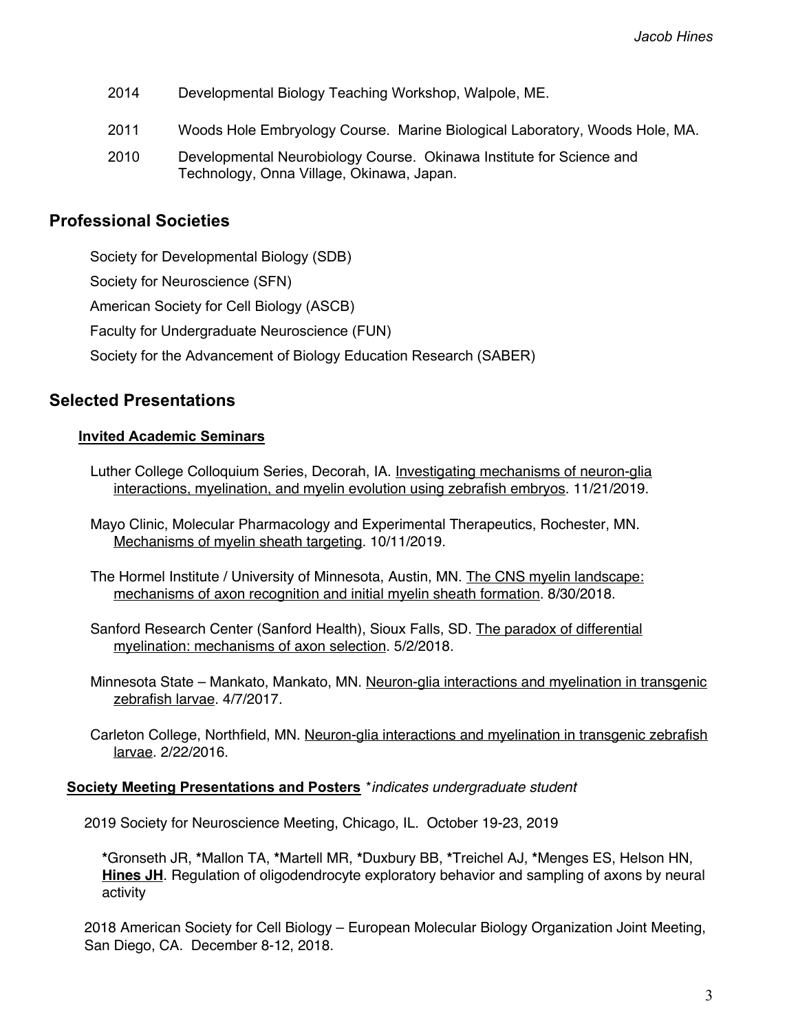2014 Developmental Biology Teaching Workshop, Walpole, ME.

2011 Woods Hole Embryology Course. Marine Biological Laboratory, Woods Hole, MA.

2010 Developmental Neurobiology Course. Okinawa Institute for Science and Technology, Onna Village, Okinawa, Japan.

## Professional Societies

Society for Developmental Biology (SDB)

Society for Neuroscience (SFN)

American Society for Cell Biology (ASCB)

Faculty for Undergraduate Neuroscience (FUN)

Society for the Advancement of Biology Education Research (SABER)

## Selected Presentations

### Invited Academic Seminars

Luther College Colloquium Series, Decorah, IA. Investigating mechanisms of neuron-glia interactions, myelination, and myelin evolution using zebrafish embryos. 11/21/2019.

Mayo Clinic, Molecular Pharmacology and Experimental Therapeutics, Rochester, MN. Mechanisms of myelin sheath targeting. 10/11/2019.

The Hormel Institute / University of Minnesota, Austin, MN. The CNS myelin landscape: mechanisms of axon recognition and initial myelin sheath formation. 8/30/2018.

Sanford Research Center (Sanford Health), Sioux Falls, SD. The paradox of differential myelination: mechanisms of axon selection. 5/2/2018.

Minnesota State – Mankato, Mankato, MN. Neuron-glia interactions and myelination in transgenic zebrafish larvae. 4/7/2017.

Carleton College, Northfield, MN. Neuron-glia interactions and myelination in transgenic zebrafish larvae. 2/22/2016.

### Society Meeting Presentations and Posters *\*indicates undergraduate student*

2019 Society for Neuroscience Meeting, Chicago, IL. October 19-23, 2019

**\***Gronseth JR, **\***Mallon TA, **\***Martell MR, **\***Duxbury BB, **\***Treichel AJ, **\***Menges ES, Helson HN, **Hines JH**. Regulation of oligodendrocyte exploratory behavior and sampling of axons by neural activity

2018 American Society for Cell Biology – European Molecular Biology Organization Joint Meeting, San Diego, CA. December 8-12, 2018.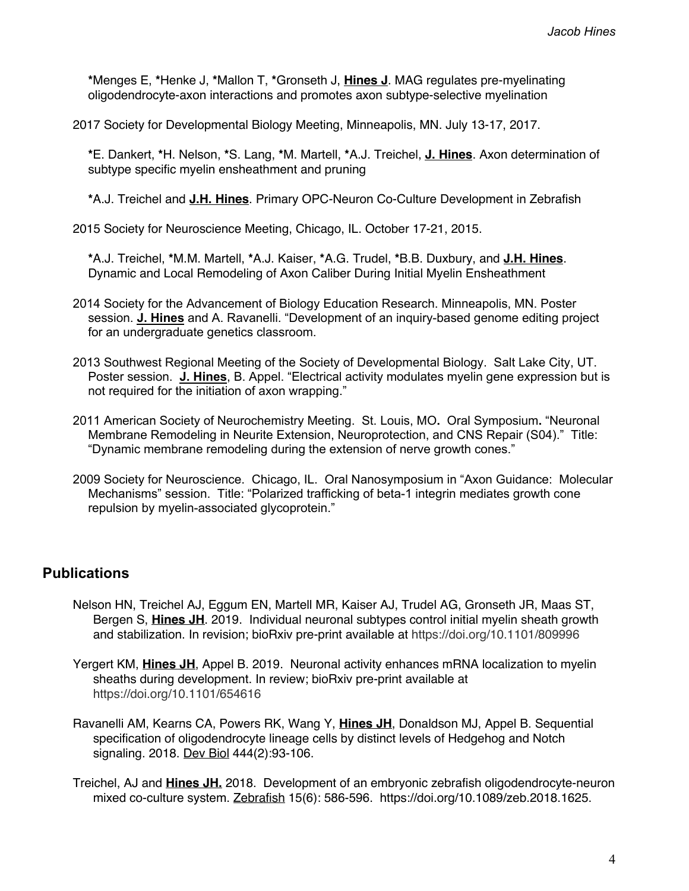*Menges E, *Henke J, *Mallon T, *Gronseth J, **Hines J**. MAG regulates pre-myelinating oligodendrocyte-axon interactions and promotes axon subtype-selective myelination

2017 Society for Developmental Biology Meeting, Minneapolis, MN. July 13-17, 2017.

*E. Dankert, *H. Nelson, *S. Lang, *M. Martell, *A.J. Treichel, **J. Hines**. Axon determination of subtype specific myelin ensheathment and pruning

*A.J. Treichel and **J.H. Hines**. Primary OPC-Neuron Co-Culture Development in Zebrafish

2015 Society for Neuroscience Meeting, Chicago, IL. October 17-21, 2015.

*A.J. Treichel, *M.M. Martell, *A.J. Kaiser, *A.G. Trudel, *B.B. Duxbury, and **J.H. Hines**. Dynamic and Local Remodeling of Axon Caliber During Initial Myelin Ensheathment

2014 Society for the Advancement of Biology Education Research. Minneapolis, MN. Poster session. **J. Hines** and A. Ravanelli. "Development of an inquiry-based genome editing project for an undergraduate genetics classroom.

2013 Southwest Regional Meeting of the Society of Developmental Biology. Salt Lake City, UT. Poster session. **J. Hines**, B. Appel. "Electrical activity modulates myelin gene expression but is not required for the initiation of axon wrapping."

2011 American Society of Neurochemistry Meeting. St. Louis, MO**.** Oral Symposium**.** "Neuronal Membrane Remodeling in Neurite Extension, Neuroprotection, and CNS Repair (S04)." Title: "Dynamic membrane remodeling during the extension of nerve growth cones."

2009 Society for Neuroscience. Chicago, IL. Oral Nanosymposium in "Axon Guidance: Molecular Mechanisms" session. Title: "Polarized trafficking of beta-1 integrin mediates growth cone repulsion by myelin-associated glycoprotein."

## Publications

Nelson HN, Treichel AJ, Eggum EN, Martell MR, Kaiser AJ, Trudel AG, Gronseth JR, Maas ST, Bergen S, **Hines JH**. 2019. Individual neuronal subtypes control initial myelin sheath growth and stabilization. In revision; bioRxiv pre-print available at https://doi.org/10.1101/809996

Yergert KM, **Hines JH**, Appel B. 2019. Neuronal activity enhances mRNA localization to myelin sheaths during development. In review; bioRxiv pre-print available at https://doi.org/10.1101/654616

Ravanelli AM, Kearns CA, Powers RK, Wang Y, **Hines JH**, Donaldson MJ, Appel B. Sequential specification of oligodendrocyte lineage cells by distinct levels of Hedgehog and Notch signaling. 2018. Dev Biol 444(2):93-106.

Treichel, AJ and **Hines JH.** 2018. Development of an embryonic zebrafish oligodendrocyte-neuron mixed co-culture system. Zebrafish 15(6): 586-596. https://doi.org/10.1089/zeb.2018.1625.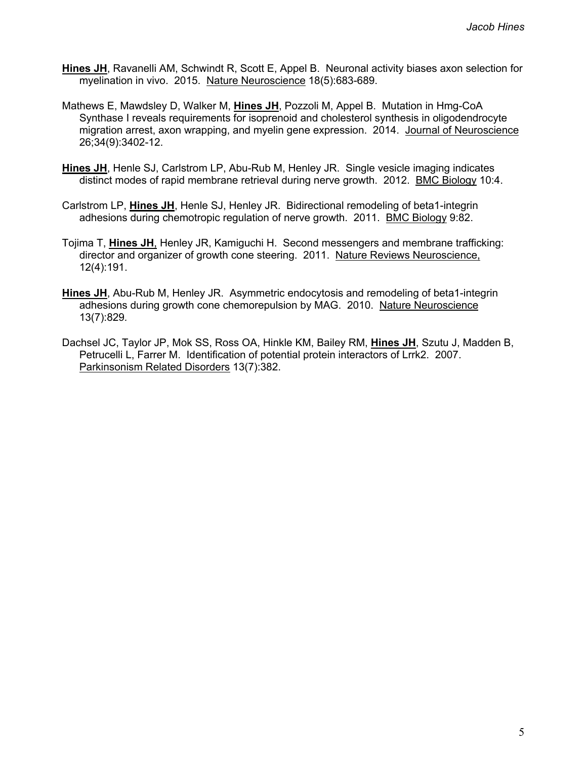**<u>Hines JH</u>**, Ravanelli AM, Schwindt R, Scott E, Appel B. Neuronal activity biases axon selection for myelination in vivo. 2015. <u>Nature Neuroscience</u> 18(5):683-689.

Mathews E, Mawdsley D, Walker M, **<u>Hines JH</u>**, Pozzoli M, Appel B. Mutation in Hmg-CoA Synthase I reveals requirements for isoprenoid and cholesterol synthesis in oligodendrocyte migration arrest, axon wrapping, and myelin gene expression. 2014. <u>Journal of Neuroscience</u> 26;34(9):3402-12.

**<u>Hines JH</u>**, Henle SJ, Carlstrom LP, Abu-Rub M, Henley JR. Single vesicle imaging indicates distinct modes of rapid membrane retrieval during nerve growth. 2012. <u>BMC Biology</u> 10:4.

Carlstrom LP, **<u>Hines JH</u>**, Henle SJ, Henley JR. Bidirectional remodeling of beta1-integrin adhesions during chemotropic regulation of nerve growth. 2011. <u>BMC Biology</u> 9:82.

Tojima T, **<u>Hines JH</u>**, Henley JR, Kamiguchi H. Second messengers and membrane trafficking: director and organizer of growth cone steering. 2011. <u>Nature Reviews Neuroscience,</u> 12(4):191.

**<u>Hines JH</u>**, Abu-Rub M, Henley JR. Asymmetric endocytosis and remodeling of beta1-integrin adhesions during growth cone chemorepulsion by MAG. 2010. <u>Nature Neuroscience</u> 13(7):829.

Dachsel JC, Taylor JP, Mok SS, Ross OA, Hinkle KM, Bailey RM, **<u>Hines JH</u>**, Szutu J, Madden B, Petrucelli L, Farrer M. Identification of potential protein interactors of Lrrk2. 2007. <u>Parkinsonism Related Disorders</u> 13(7):382.